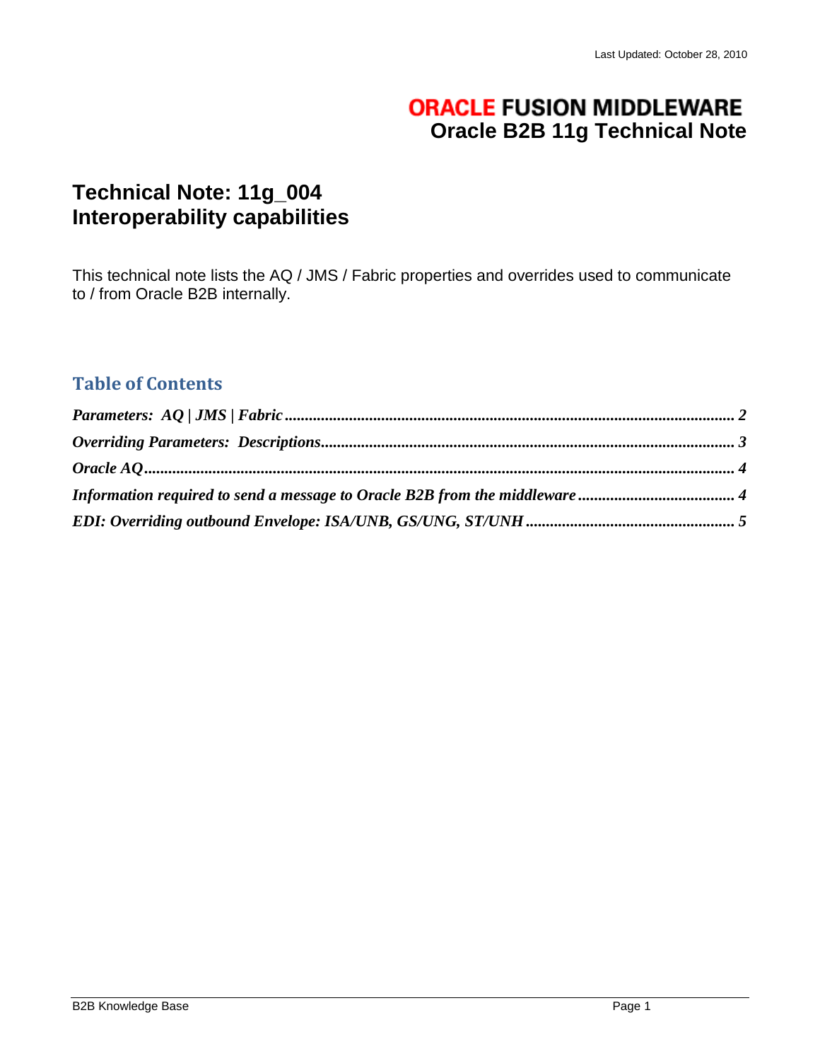Last Updated: October 28, 2010

**ORACLE FUSION MIDDLEWARE**
**Oracle B2B 11g Technical Note**

# Technical Note: 11g_004
# Interoperability capabilities

This technical note lists the AQ / JMS / Fabric properties and overrides used to communicate to / from Oracle B2B internally.

## Table of Contents

***Parameters: AQ | JMS | Fabric*** ...... ***2***

***Overriding Parameters: Descriptions*** ...... ***3***

***Oracle AQ*** ...... ***4***

***Information required to send a message to Oracle B2B from the middleware*** ...... ***4***

***EDI: Overriding outbound Envelope: ISA/UNB, GS/UNG, ST/UNH*** ...... ***5***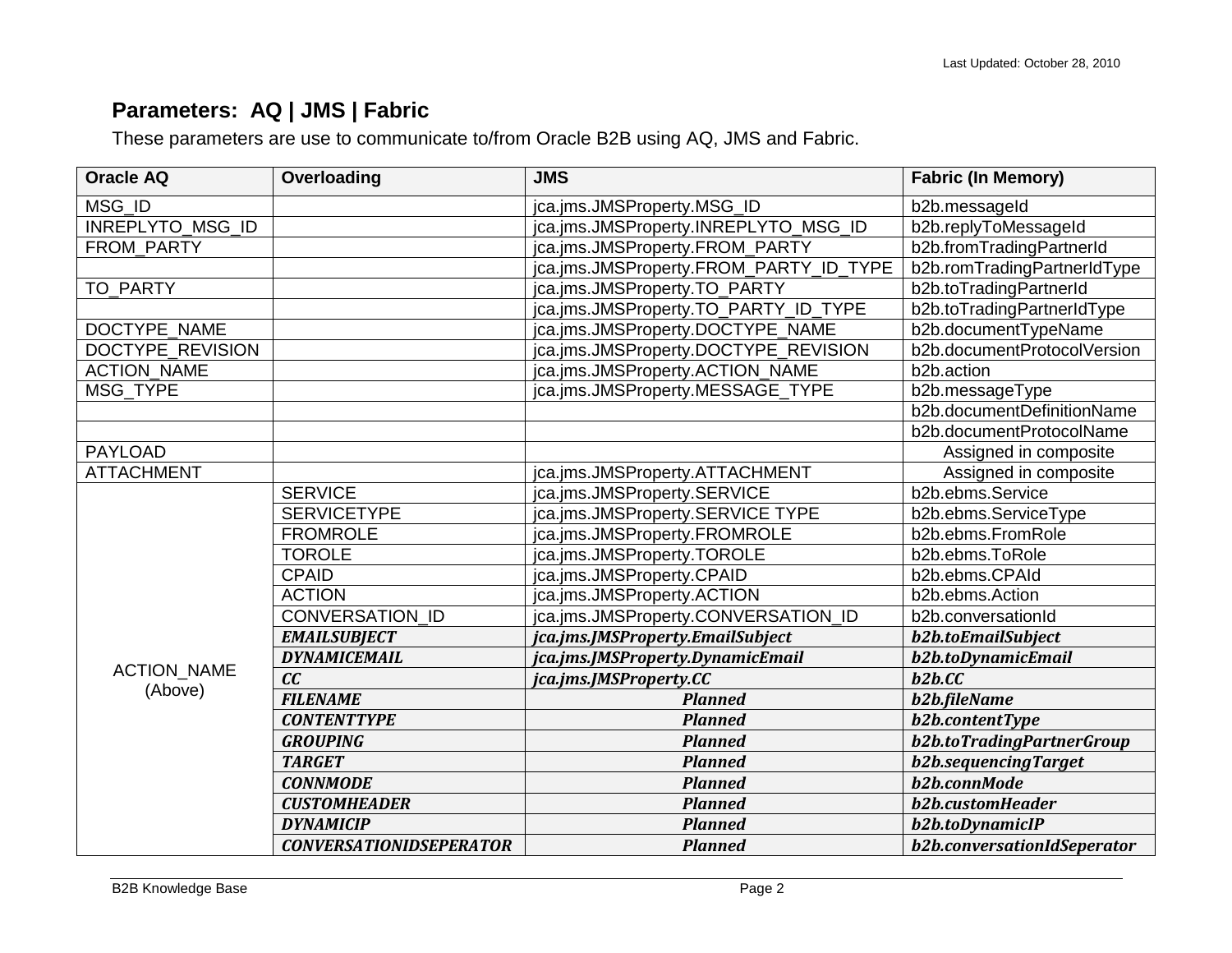## Parameters:  AQ | JMS | Fabric

These parameters are use to communicate to/from Oracle B2B using AQ, JMS and Fabric.

| Oracle AQ | Overloading | JMS | Fabric (In Memory) |
|---|---|---|---|
| MSG_ID | | jca.jms.JMSProperty.MSG_ID | b2b.messageId |
| INREPLYTO_MSG_ID | | jca.jms.JMSProperty.INREPLYTO_MSG_ID | b2b.replyToMessageId |
| FROM_PARTY | | jca.jms.JMSProperty.FROM_PARTY | b2b.fromTradingPartnerId |
| | | jca.jms.JMSProperty.FROM_PARTY_ID_TYPE | b2b.romTradingPartnerIdType |
| TO_PARTY | | jca.jms.JMSProperty.TO_PARTY | b2b.toTradingPartnerId |
| | | jca.jms.JMSProperty.TO_PARTY_ID_TYPE | b2b.toTradingPartnerIdType |
| DOCTYPE_NAME | | jca.jms.JMSProperty.DOCTYPE_NAME | b2b.documentTypeName |
| DOCTYPE_REVISION | | jca.jms.JMSProperty.DOCTYPE_REVISION | b2b.documentProtocolVersion |
| ACTION_NAME | | jca.jms.JMSProperty.ACTION_NAME | b2b.action |
| MSG_TYPE | | jca.jms.JMSProperty.MESSAGE_TYPE | b2b.messageType |
| | | | b2b.documentDefinitionName |
| | | | b2b.documentProtocolName |
| PAYLOAD | | | Assigned in composite |
| ATTACHMENT | | jca.jms.JMSProperty.ATTACHMENT | Assigned in composite |
| ACTION_NAME (Above) | SERVICE | jca.jms.JMSProperty.SERVICE | b2b.ebms.Service |
| | SERVICETYPE | jca.jms.JMSProperty.SERVICE TYPE | b2b.ebms.ServiceType |
| | FROMROLE | jca.jms.JMSProperty.FROMROLE | b2b.ebms.FromRole |
| | TOROLE | jca.jms.JMSProperty.TOROLE | b2b.ebms.ToRole |
| | CPAID | jca.jms.JMSProperty.CPAID | b2b.ebms.CPAId |
| | ACTION | jca.jms.JMSProperty.ACTION | b2b.ebms.Action |
| | CONVERSATION_ID | jca.jms.JMSProperty.CONVERSATION_ID | b2b.conversationId |
| | ***EMAILSUBJECT*** | ***jca.jms.JMSProperty.EmailSubject*** | ***b2b.toEmailSubject*** |
| | ***DYNAMICEMAIL*** | ***jca.jms.JMSProperty.DynamicEmail*** | ***b2b.toDynamicEmail*** |
| | ***CC*** | ***jca.jms.JMSProperty.CC*** | ***b2b.CC*** |
| | ***FILENAME*** | ***Planned*** | ***b2b.fileName*** |
| | ***CONTENTTYPE*** | ***Planned*** | ***b2b.contentType*** |
| | ***GROUPING*** | ***Planned*** | ***b2b.toTradingPartnerGroup*** |
| | ***TARGET*** | ***Planned*** | ***b2b.sequencingTarget*** |
| | ***CONNMODE*** | ***Planned*** | ***b2b.connMode*** |
| | ***CUSTOMHEADER*** | ***Planned*** | ***b2b.customHeader*** |
| | ***DYNAMICIP*** | ***Planned*** | ***b2b.toDynamicIP*** |
| | ***CONVERSATIONIDSEPERATOR*** | ***Planned*** | ***b2b.conversationIdSeperator*** |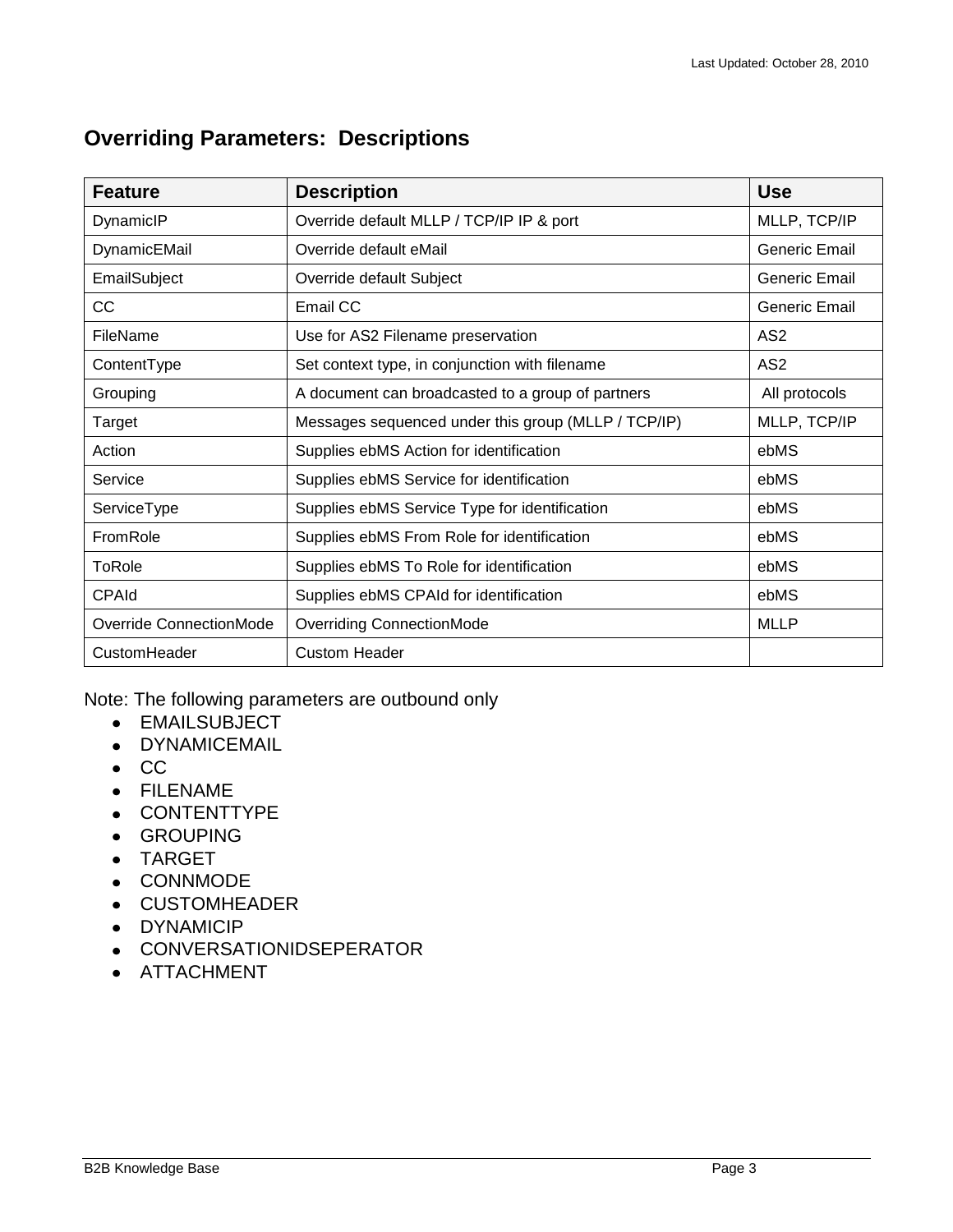## Overriding Parameters: Descriptions

| Feature | Description | Use |
|---|---|---|
| DynamicIP | Override default MLLP / TCP/IP IP & port | MLLP, TCP/IP |
| DynamicEMail | Override default eMail | Generic Email |
| EmailSubject | Override default Subject | Generic Email |
| CC | Email CC | Generic Email |
| FileName | Use for AS2 Filename preservation | AS2 |
| ContentType | Set context type, in conjunction with filename | AS2 |
| Grouping | A document can broadcasted to a group of partners | All protocols |
| Target | Messages sequenced under this group (MLLP / TCP/IP) | MLLP, TCP/IP |
| Action | Supplies ebMS Action for identification | ebMS |
| Service | Supplies ebMS Service for identification | ebMS |
| ServiceType | Supplies ebMS Service Type for identification | ebMS |
| FromRole | Supplies ebMS From Role for identification | ebMS |
| ToRole | Supplies ebMS To Role for identification | ebMS |
| CPAId | Supplies ebMS CPAId for identification | ebMS |
| Override ConnectionMode | Overriding ConnectionMode | MLLP |
| CustomHeader | Custom Header | |

Note: The following parameters are outbound only

- EMAILSUBJECT
- DYNAMICEMAIL
- CC
- FILENAME
- CONTENTTYPE
- GROUPING
- TARGET
- CONNMODE
- CUSTOMHEADER
- DYNAMICIP
- CONVERSATIONIDSEPERATOR
- ATTACHMENT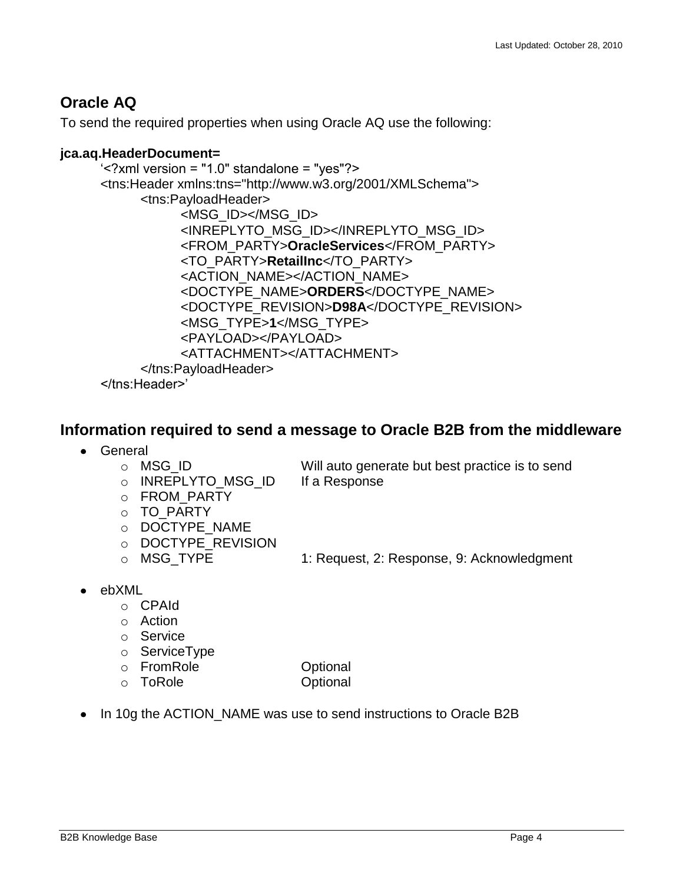## Oracle AQ

To send the required properties when using Oracle AQ use the following:

**jca.aq.HeaderDocument=**

```
'<?xml version = "1.0" standalone = "yes"?>
<tns:Header xmlns:tns="http://www.w3.org/2001/XMLSchema">
    <tns:PayloadHeader>
        <MSG_ID></MSG_ID>
        <INREPLYTO_MSG_ID></INREPLYTO_MSG_ID>
        <FROM_PARTY>OracleServices</FROM_PARTY>
        <TO_PARTY>RetailInc</TO_PARTY>
        <ACTION_NAME></ACTION_NAME>
        <DOCTYPE_NAME>ORDERS</DOCTYPE_NAME>
        <DOCTYPE_REVISION>D98A</DOCTYPE_REVISION>
        <MSG_TYPE>1</MSG_TYPE>
        <PAYLOAD></PAYLOAD>
        <ATTACHMENT></ATTACHMENT>
    </tns:PayloadHeader>
</tns:Header>'
```

## Information required to send a message to Oracle B2B from the middleware

- General
  - MSG_ID — Will auto generate but best practice is to send
  - INREPLYTO_MSG_ID — If a Response
  - FROM_PARTY
  - TO_PARTY
  - DOCTYPE_NAME
  - DOCTYPE_REVISION
  - MSG_TYPE — 1: Request, 2: Response, 9: Acknowledgment

- ebXML
  - CPAId
  - Action
  - Service
  - ServiceType
  - FromRole — Optional
  - ToRole — Optional

- In 10g the ACTION_NAME was use to send instructions to Oracle B2B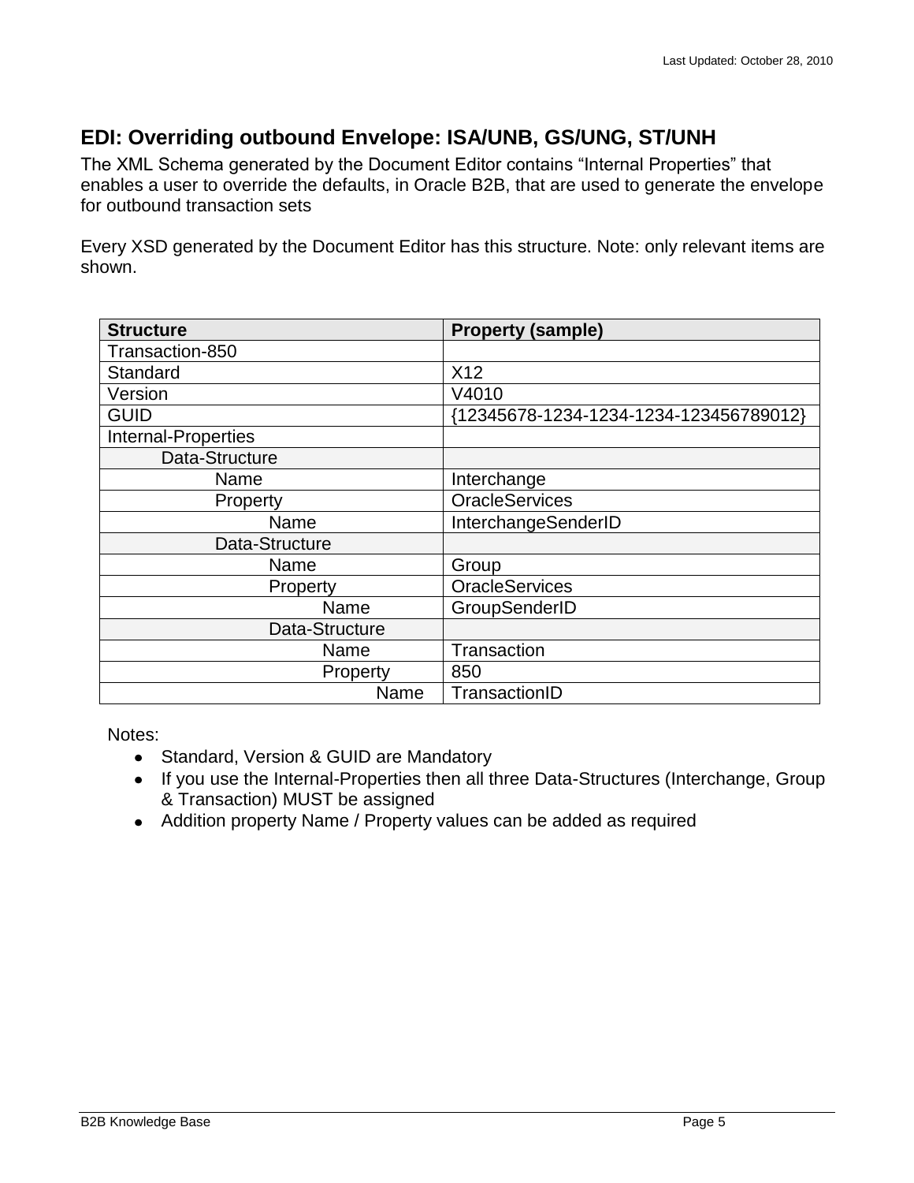## EDI: Overriding outbound Envelope: ISA/UNB, GS/UNG, ST/UNH

The XML Schema generated by the Document Editor contains "Internal Properties" that enables a user to override the defaults, in Oracle B2B, that are used to generate the envelope for outbound transaction sets

Every XSD generated by the Document Editor has this structure. Note: only relevant items are shown.

| Structure | Property (sample) |
|---|---|
| Transaction-850 | |
| Standard | X12 |
| Version | V4010 |
| GUID | {12345678-1234-1234-1234-123456789012} |
| Internal-Properties | |
| Data-Structure | |
| Name | Interchange |
| Property | OracleServices |
| Name | InterchangeSenderID |
| Data-Structure | |
| Name | Group |
| Property | OracleServices |
| Name | GroupSenderID |
| Data-Structure | |
| Name | Transaction |
| Property | 850 |
| Name | TransactionID |

Notes:

- Standard, Version & GUID are Mandatory
- If you use the Internal-Properties then all three Data-Structures (Interchange, Group & Transaction) MUST be assigned
- Addition property Name / Property values can be added as required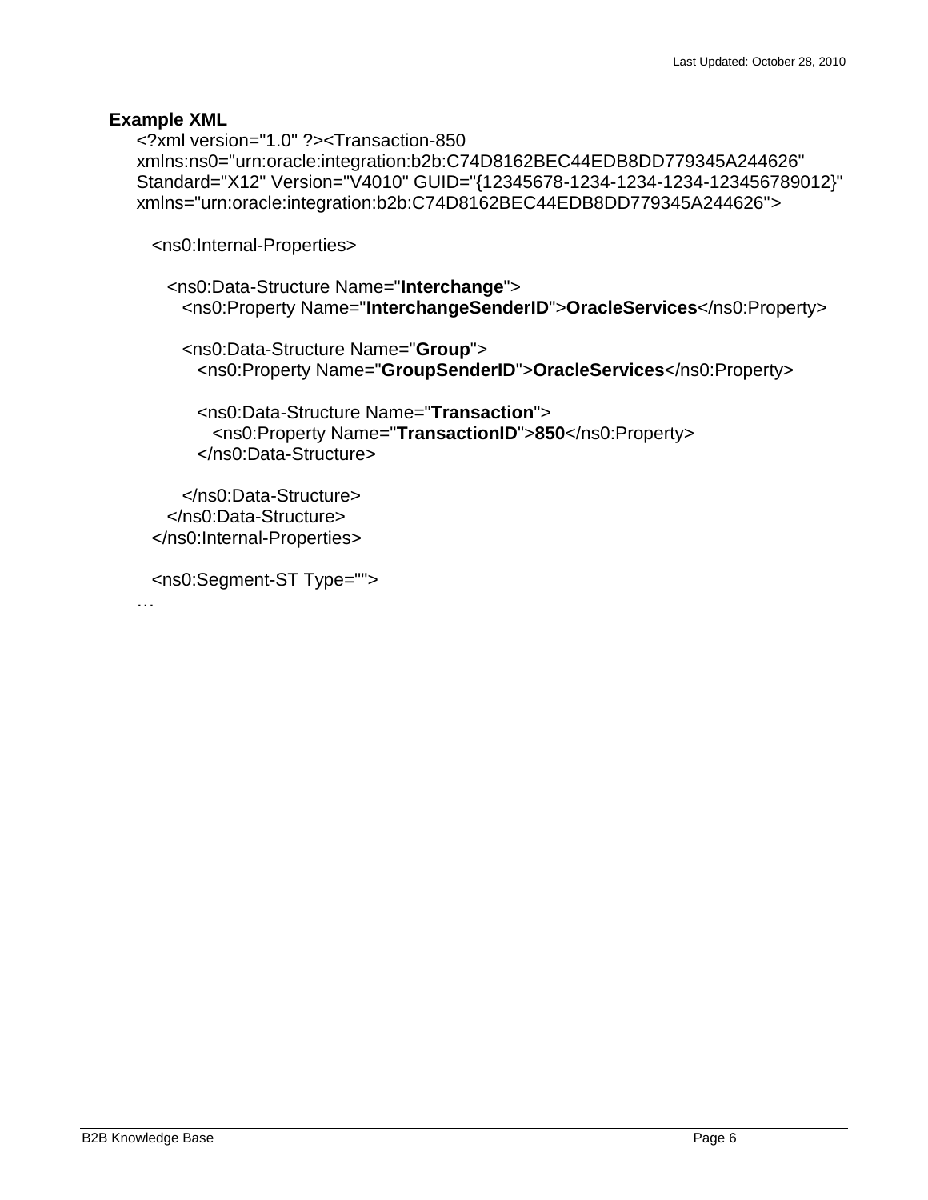**Example XML**

```
<?xml version="1.0" ?><Transaction-850
xmlns:ns0="urn:oracle:integration:b2b:C74D8162BEC44EDB8DD779345A244626"
Standard="X12" Version="V4010" GUID="{12345678-1234-1234-1234-123456789012}"
xmlns="urn:oracle:integration:b2b:C74D8162BEC44EDB8DD779345A244626">

  <ns0:Internal-Properties>

    <ns0:Data-Structure Name="Interchange">
      <ns0:Property Name="InterchangeSenderID">OracleServices</ns0:Property>

      <ns0:Data-Structure Name="Group">
        <ns0:Property Name="GroupSenderID">OracleServices</ns0:Property>

        <ns0:Data-Structure Name="Transaction">
          <ns0:Property Name="TransactionID">850</ns0:Property>
        </ns0:Data-Structure>

      </ns0:Data-Structure>
    </ns0:Data-Structure>
  </ns0:Internal-Properties>

  <ns0:Segment-ST Type="">
…
```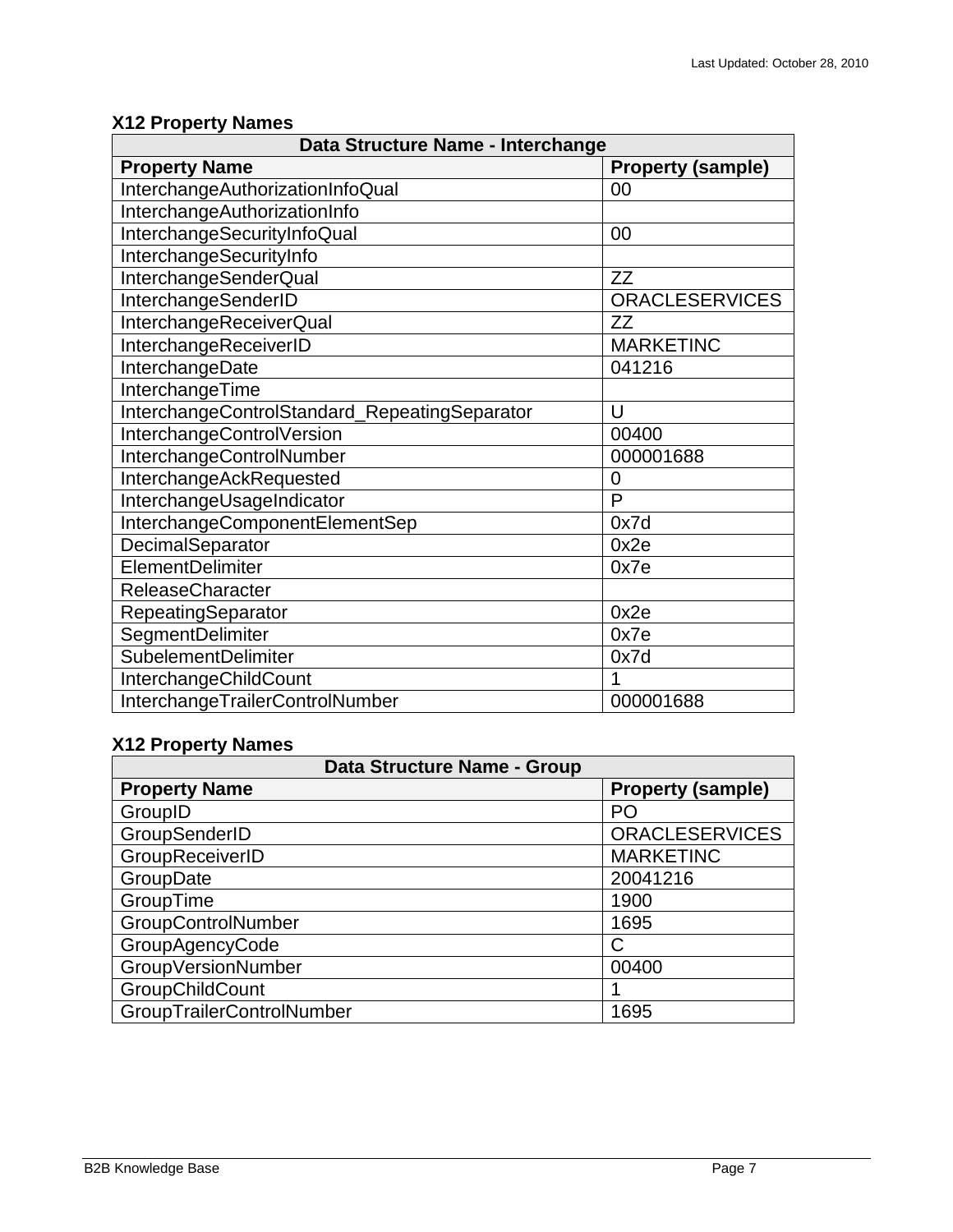### X12 Property Names

| Data Structure Name - Interchange | |
|---|---|
| **Property Name** | **Property (sample)** |
| InterchangeAuthorizationInfoQual | 00 |
| InterchangeAuthorizationInfo | |
| InterchangeSecurityInfoQual | 00 |
| InterchangeSecurityInfo | |
| InterchangeSenderQual | ZZ |
| InterchangeSenderID | ORACLESERVICES |
| InterchangeReceiverQual | ZZ |
| InterchangeReceiverID | MARKETINC |
| InterchangeDate | 041216 |
| InterchangeTime | |
| InterchangeControlStandard_RepeatingSeparator | U |
| InterchangeControlVersion | 00400 |
| InterchangeControlNumber | 000001688 |
| InterchangeAckRequested | 0 |
| InterchangeUsageIndicator | P |
| InterchangeComponentElementSep | 0x7d |
| DecimalSeparator | 0x2e |
| ElementDelimiter | 0x7e |
| ReleaseCharacter | |
| RepeatingSeparator | 0x2e |
| SegmentDelimiter | 0x7e |
| SubelementDelimiter | 0x7d |
| InterchangeChildCount | 1 |
| InterchangeTrailerControlNumber | 000001688 |

### X12 Property Names

| Data Structure Name - Group | |
|---|---|
| **Property Name** | **Property (sample)** |
| GroupID | PO |
| GroupSenderID | ORACLESERVICES |
| GroupReceiverID | MARKETINC |
| GroupDate | 20041216 |
| GroupTime | 1900 |
| GroupControlNumber | 1695 |
| GroupAgencyCode | C |
| GroupVersionNumber | 00400 |
| GroupChildCount | 1 |
| GroupTrailerControlNumber | 1695 |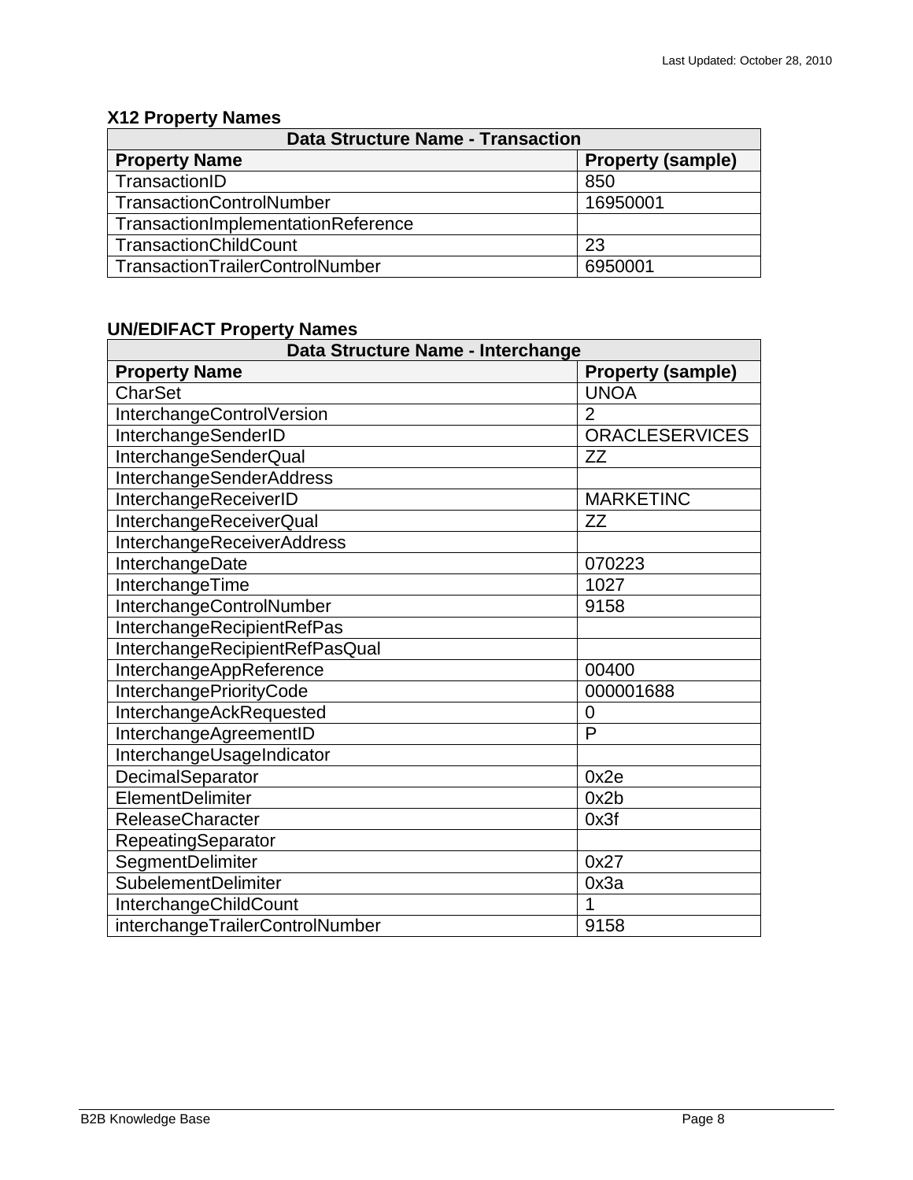### X12 Property Names

| Data Structure Name - Transaction | |
|---|---|
| **Property Name** | **Property (sample)** |
| TransactionID | 850 |
| TransactionControlNumber | 16950001 |
| TransactionImplementationReference | |
| TransactionChildCount | 23 |
| TransactionTrailerControlNumber | 6950001 |

### UN/EDIFACT Property Names

| Data Structure Name - Interchange | |
|---|---|
| **Property Name** | **Property (sample)** |
| CharSet | UNOA |
| InterchangeControlVersion | 2 |
| InterchangeSenderID | ORACLESERVICES |
| InterchangeSenderQual | ZZ |
| InterchangeSenderAddress | |
| InterchangeReceiverID | MARKETINC |
| InterchangeReceiverQual | ZZ |
| InterchangeReceiverAddress | |
| InterchangeDate | 070223 |
| InterchangeTime | 1027 |
| InterchangeControlNumber | 9158 |
| InterchangeRecipientRefPas | |
| InterchangeRecipientRefPasQual | |
| InterchangeAppReference | 00400 |
| InterchangePriorityCode | 000001688 |
| InterchangeAckRequested | 0 |
| InterchangeAgreementID | P |
| InterchangeUsageIndicator | |
| DecimalSeparator | 0x2e |
| ElementDelimiter | 0x2b |
| ReleaseCharacter | 0x3f |
| RepeatingSeparator | |
| SegmentDelimiter | 0x27 |
| SubelementDelimiter | 0x3a |
| InterchangeChildCount | 1 |
| interchangeTrailerControlNumber | 9158 |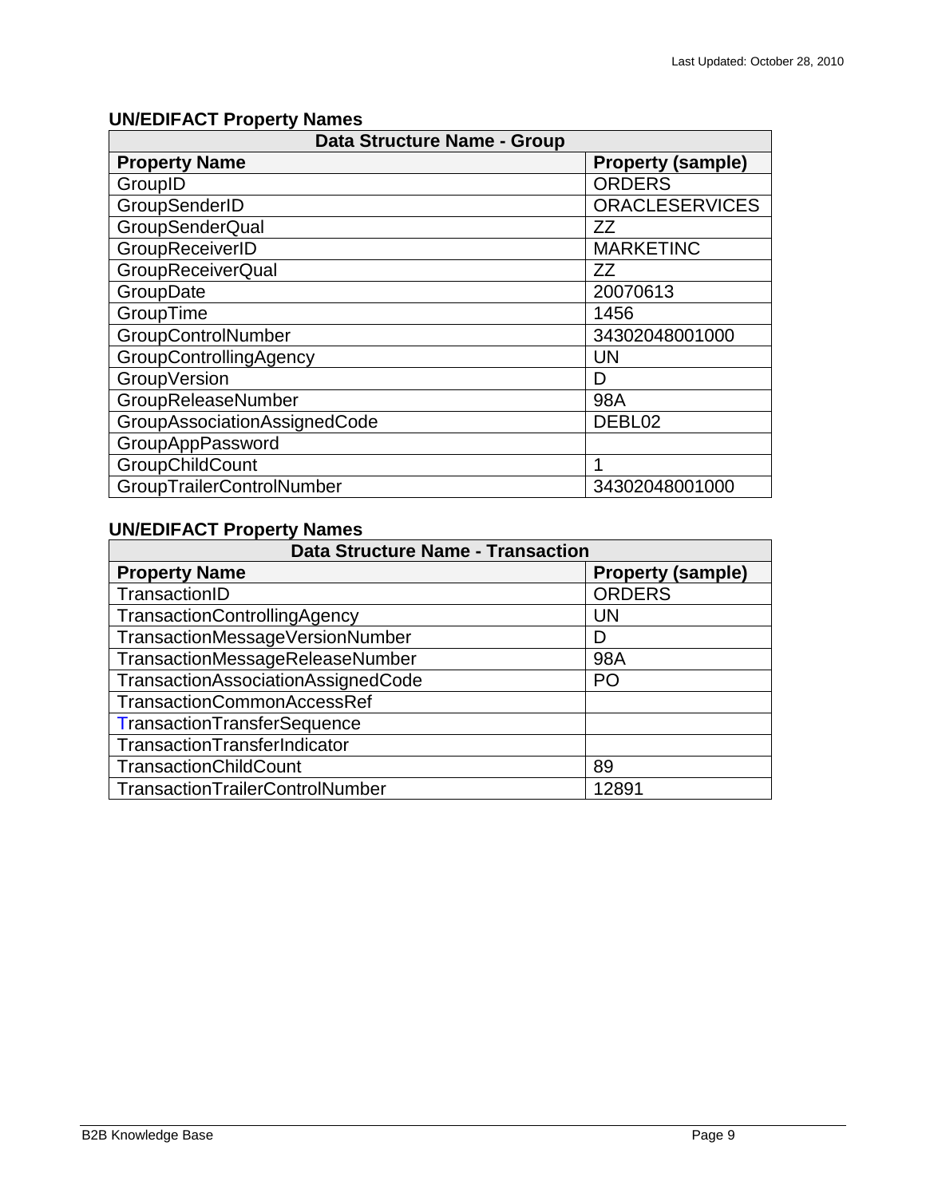## UN/EDIFACT Property Names

| Data Structure Name - Group | |
|---|---|
| **Property Name** | **Property (sample)** |
| GroupID | ORDERS |
| GroupSenderID | ORACLESERVICES |
| GroupSenderQual | ZZ |
| GroupReceiverID | MARKETINC |
| GroupReceiverQual | ZZ |
| GroupDate | 20070613 |
| GroupTime | 1456 |
| GroupControlNumber | 34302048001000 |
| GroupControllingAgency | UN |
| GroupVersion | D |
| GroupReleaseNumber | 98A |
| GroupAssociationAssignedCode | DEBL02 |
| GroupAppPassword | |
| GroupChildCount | 1 |
| GroupTrailerControlNumber | 34302048001000 |

## UN/EDIFACT Property Names

| Data Structure Name - Transaction | |
|---|---|
| **Property Name** | **Property (sample)** |
| TransactionID | ORDERS |
| TransactionControllingAgency | UN |
| TransactionMessageVersionNumber | D |
| TransactionMessageReleaseNumber | 98A |
| TransactionAssociationAssignedCode | PO |
| TransactionCommonAccessRef | |
| TransactionTransferSequence | |
| TransactionTransferIndicator | |
| TransactionChildCount | 89 |
| TransactionTrailerControlNumber | 12891 |